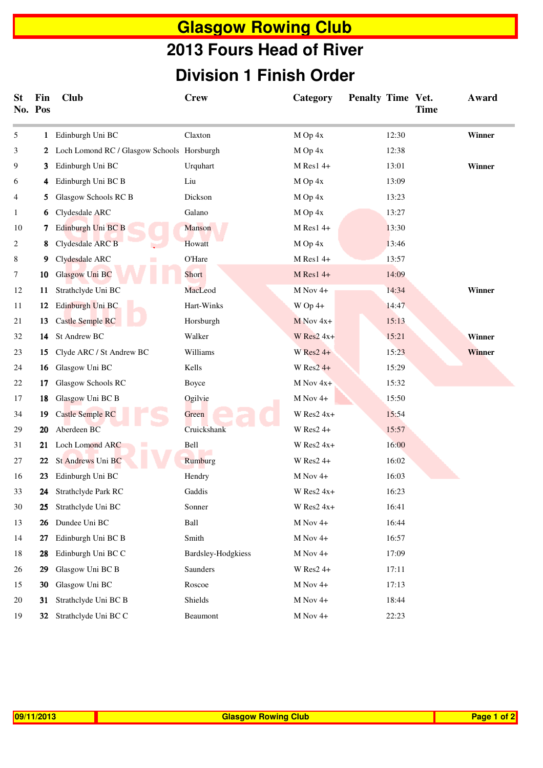# Glasgow Rowing Club

## 2013 Fours Head of River

## Division 1 Finish Order

| St No. | Fin Pos | Club | Crew | Category | Penalty | Time | Vet. Time | Award |
|---|---|---|---|---|---|---|---|---|
| 5 | **1** | Edinburgh Uni BC | Claxton | M Op 4x | | 12:30 | | **Winner** |
| 3 | **2** | Loch Lomond RC / Glasgow Schools | Horsburgh | M Op 4x | | 12:38 | | |
| 9 | **3** | Edinburgh Uni BC | Urquhart | M Res1 4+ | | 13:01 | | **Winner** |
| 6 | **4** | Edinburgh Uni BC B | Liu | M Op 4x | | 13:09 | | |
| 4 | **5** | Glasgow Schools RC B | Dickson | M Op 4x | | 13:23 | | |
| 1 | **6** | Clydesdale ARC | Galano | M Op 4x | | 13:27 | | |
| 10 | **7** | Edinburgh Uni BC B | Manson | M Res1 4+ | | 13:30 | | |
| 2 | **8** | Clydesdale ARC B | Howatt | M Op 4x | | 13:46 | | |
| 8 | **9** | Clydesdale ARC | O'Hare | M Res1 4+ | | 13:57 | | |
| 7 | **10** | Glasgow Uni BC | Short | M Res1 4+ | | 14:09 | | |
| 12 | **11** | Strathclyde Uni BC | MacLeod | M Nov 4+ | | 14:34 | | **Winner** |
| 11 | **12** | Edinburgh Uni BC | Hart-Winks | W Op 4+ | | 14:47 | | |
| 21 | **13** | Castle Semple RC | Horsburgh | M Nov 4x+ | | 15:13 | | |
| 32 | **14** | St Andrew BC | Walker | W Res2 4x+ | | 15:21 | | **Winner** |
| 23 | **15** | Clyde ARC / St Andrew BC | Williams | W Res2 4+ | | 15:23 | | **Winner** |
| 24 | **16** | Glasgow Uni BC | Kells | W Res2 4+ | | 15:29 | | |
| 22 | **17** | Glasgow Schools RC | Boyce | M Nov 4x+ | | 15:32 | | |
| 17 | **18** | Glasgow Uni BC B | Ogilvie | M Nov 4+ | | 15:50 | | |
| 34 | **19** | Castle Semple RC | Green | W Res2 4x+ | | 15:54 | | |
| 29 | **20** | Aberdeen BC | Cruickshank | W Res2 4+ | | 15:57 | | |
| 31 | **21** | Loch Lomond ARC | Bell | W Res2 4x+ | | 16:00 | | |
| 27 | **22** | St Andrews Uni BC | Rumburg | W Res2 4+ | | 16:02 | | |
| 16 | **23** | Edinburgh Uni BC | Hendry | M Nov 4+ | | 16:03 | | |
| 33 | **24** | Strathclyde Park RC | Gaddis | W Res2 4x+ | | 16:23 | | |
| 30 | **25** | Strathclyde Uni BC | Sonner | W Res2 4x+ | | 16:41 | | |
| 13 | **26** | Dundee Uni BC | Ball | M Nov 4+ | | 16:44 | | |
| 14 | **27** | Edinburgh Uni BC B | Smith | M Nov 4+ | | 16:57 | | |
| 18 | **28** | Edinburgh Uni BC C | Bardsley-Hodgkiess | M Nov 4+ | | 17:09 | | |
| 26 | **29** | Glasgow Uni BC B | Saunders | W Res2 4+ | | 17:11 | | |
| 15 | **30** | Glasgow Uni BC | Roscoe | M Nov 4+ | | 17:13 | | |
| 20 | **31** | Strathclyde Uni BC B | Shields | M Nov 4+ | | 18:44 | | |
| 19 | **32** | Strathclyde Uni BC C | Beaumont | M Nov 4+ | | 22:23 | | |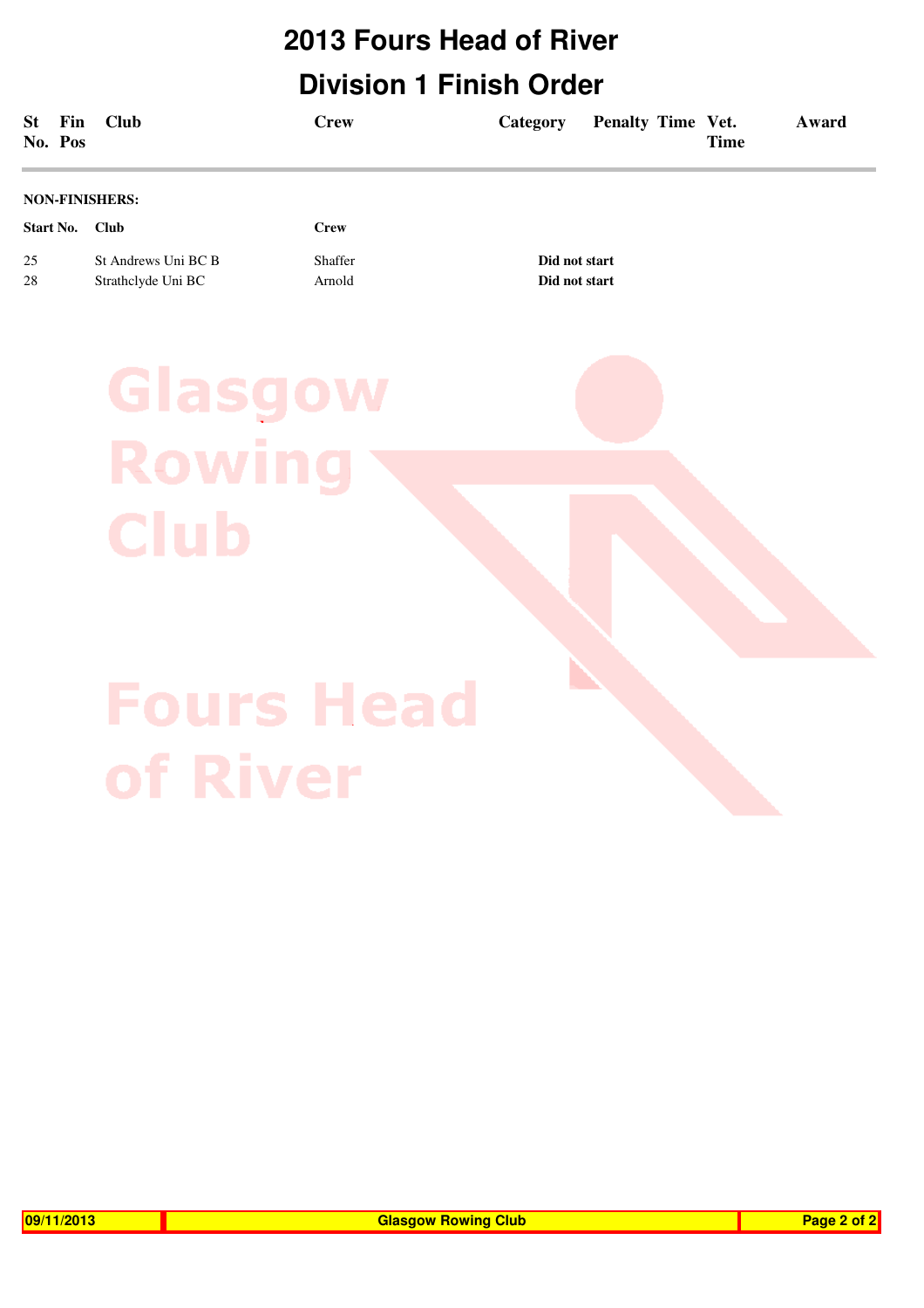# 2013 Fours Head of River

## Division 1 Finish Order

| St No. | Fin Pos | Club | Crew | Category | Penalty | Time | Vet. Time | Award |
|---|---|---|---|---|---|---|---|---|

**NON-FINISHERS:**

| Start No. | Club | Crew | |
|---|---|---|---|
| 25 | St Andrews Uni BC B | Shaffer | **Did not start** |
| 28 | Strathclyde Uni BC | Arnold | **Did not start** |